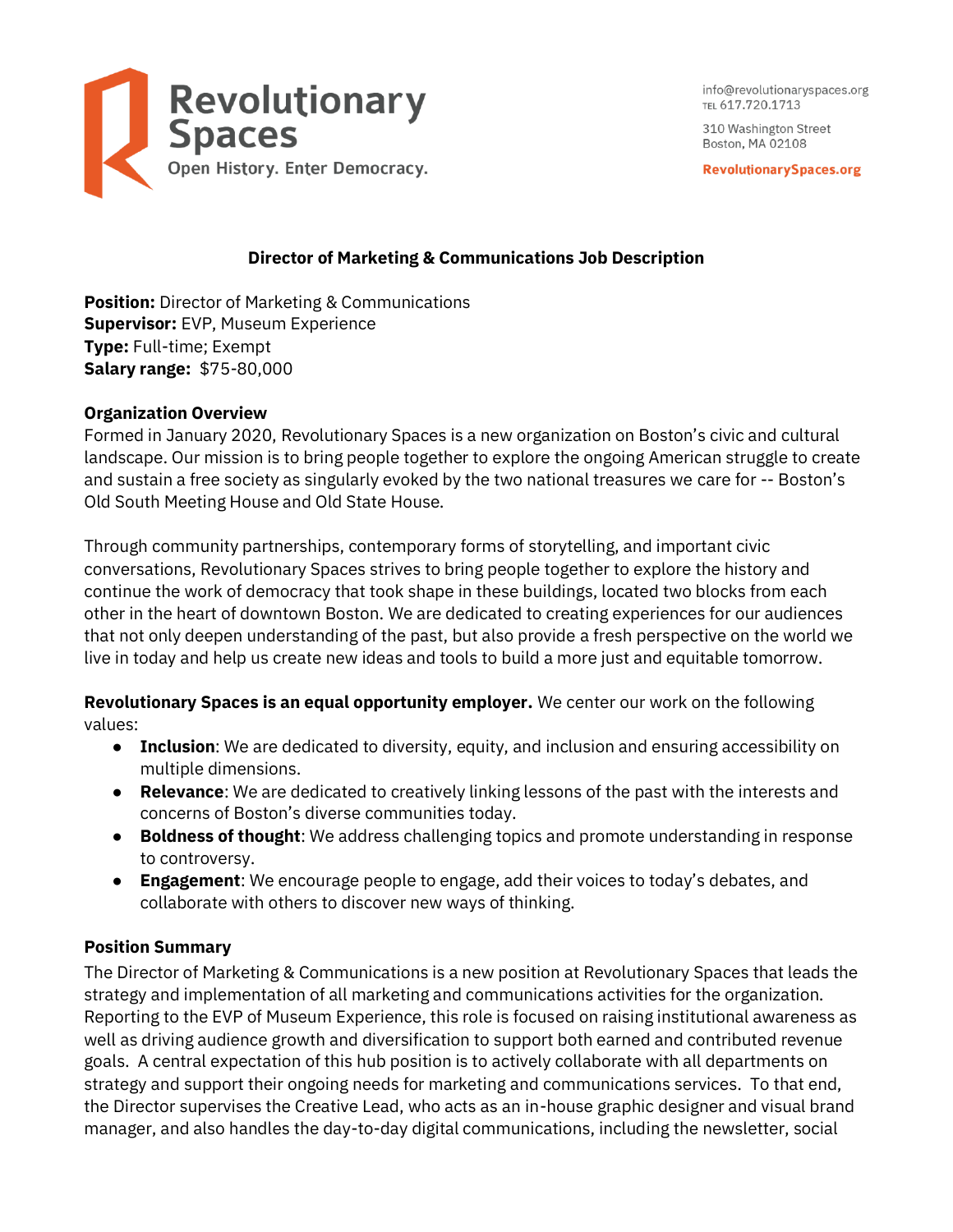Revolutionary Spaces
Open History. Enter Democracy.

info@revolutionaryspaces.org
TEL 617.720.1713

310 Washington Street
Boston, MA 02108

RevolutionarySpaces.org

## Director of Marketing & Communications Job Description

**Position:** Director of Marketing & Communications
**Supervisor:** EVP, Museum Experience
**Type:** Full-time; Exempt
**Salary range:** $75-80,000

### Organization Overview

Formed in January 2020, Revolutionary Spaces is a new organization on Boston's civic and cultural landscape. Our mission is to bring people together to explore the ongoing American struggle to create and sustain a free society as singularly evoked by the two national treasures we care for -- Boston's Old South Meeting House and Old State House.

Through community partnerships, contemporary forms of storytelling, and important civic conversations, Revolutionary Spaces strives to bring people together to explore the history and continue the work of democracy that took shape in these buildings, located two blocks from each other in the heart of downtown Boston. We are dedicated to creating experiences for our audiences that not only deepen understanding of the past, but also provide a fresh perspective on the world we live in today and help us create new ideas and tools to build a more just and equitable tomorrow.

**Revolutionary Spaces is an equal opportunity employer.** We center our work on the following values:

- **Inclusion**: We are dedicated to diversity, equity, and inclusion and ensuring accessibility on multiple dimensions.
- **Relevance**: We are dedicated to creatively linking lessons of the past with the interests and concerns of Boston's diverse communities today.
- **Boldness of thought**: We address challenging topics and promote understanding in response to controversy.
- **Engagement**: We encourage people to engage, add their voices to today's debates, and collaborate with others to discover new ways of thinking.

### Position Summary

The Director of Marketing & Communications is a new position at Revolutionary Spaces that leads the strategy and implementation of all marketing and communications activities for the organization. Reporting to the EVP of Museum Experience, this role is focused on raising institutional awareness as well as driving audience growth and diversification to support both earned and contributed revenue goals. A central expectation of this hub position is to actively collaborate with all departments on strategy and support their ongoing needs for marketing and communications services. To that end, the Director supervises the Creative Lead, who acts as an in-house graphic designer and visual brand manager, and also handles the day-to-day digital communications, including the newsletter, social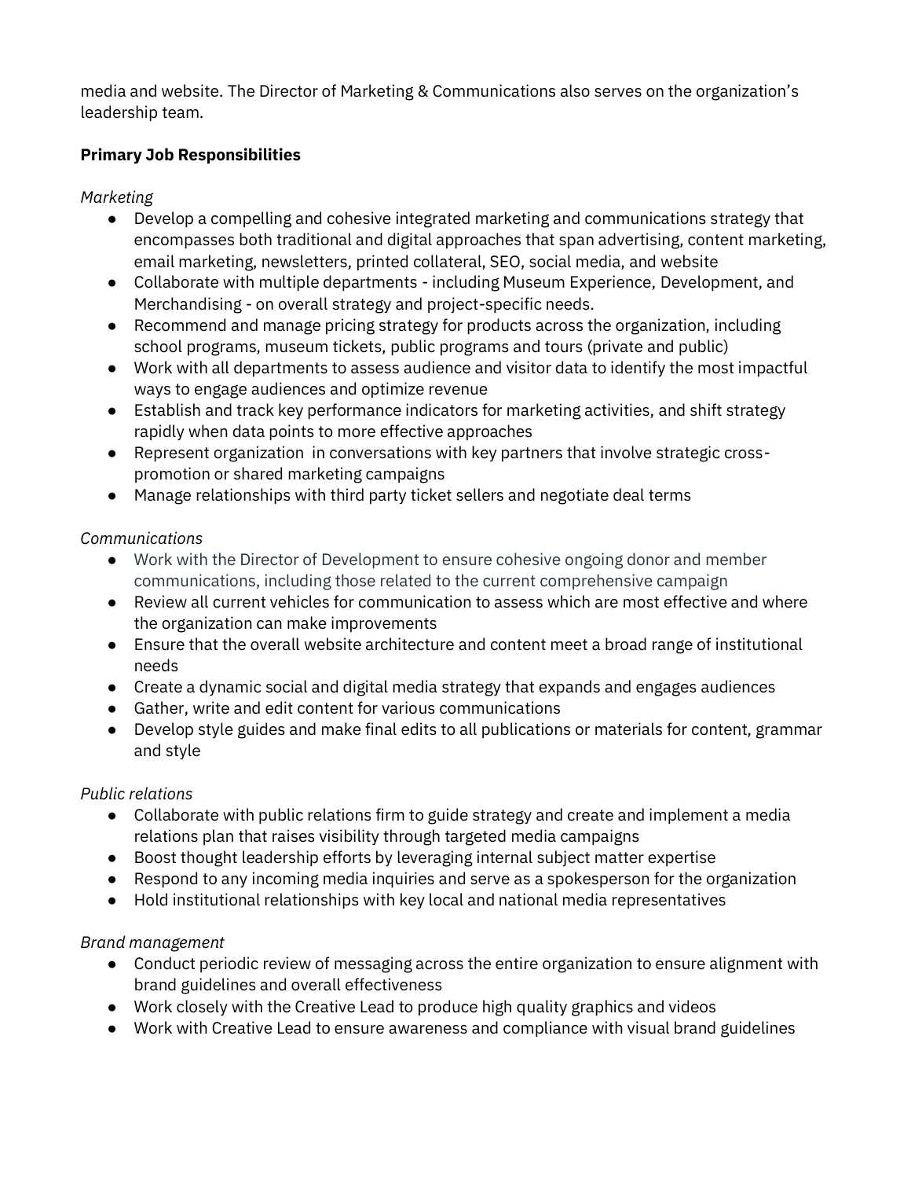media and website. The Director of Marketing & Communications also serves on the organization's leadership team.

**Primary Job Responsibilities**

*Marketing*

- Develop a compelling and cohesive integrated marketing and communications strategy that encompasses both traditional and digital approaches that span advertising, content marketing, email marketing, newsletters, printed collateral, SEO, social media, and website
- Collaborate with multiple departments - including Museum Experience, Development, and Merchandising - on overall strategy and project-specific needs.
- Recommend and manage pricing strategy for products across the organization, including school programs, museum tickets, public programs and tours (private and public)
- Work with all departments to assess audience and visitor data to identify the most impactful ways to engage audiences and optimize revenue
- Establish and track key performance indicators for marketing activities, and shift strategy rapidly when data points to more effective approaches
- Represent organization in conversations with key partners that involve strategic cross-promotion or shared marketing campaigns
- Manage relationships with third party ticket sellers and negotiate deal terms

*Communications*

- Work with the Director of Development to ensure cohesive ongoing donor and member communications, including those related to the current comprehensive campaign
- Review all current vehicles for communication to assess which are most effective and where the organization can make improvements
- Ensure that the overall website architecture and content meet a broad range of institutional needs
- Create a dynamic social and digital media strategy that expands and engages audiences
- Gather, write and edit content for various communications
- Develop style guides and make final edits to all publications or materials for content, grammar and style

*Public relations*

- Collaborate with public relations firm to guide strategy and create and implement a media relations plan that raises visibility through targeted media campaigns
- Boost thought leadership efforts by leveraging internal subject matter expertise
- Respond to any incoming media inquiries and serve as a spokesperson for the organization
- Hold institutional relationships with key local and national media representatives

*Brand management*

- Conduct periodic review of messaging across the entire organization to ensure alignment with brand guidelines and overall effectiveness
- Work closely with the Creative Lead to produce high quality graphics and videos
- Work with Creative Lead to ensure awareness and compliance with visual brand guidelines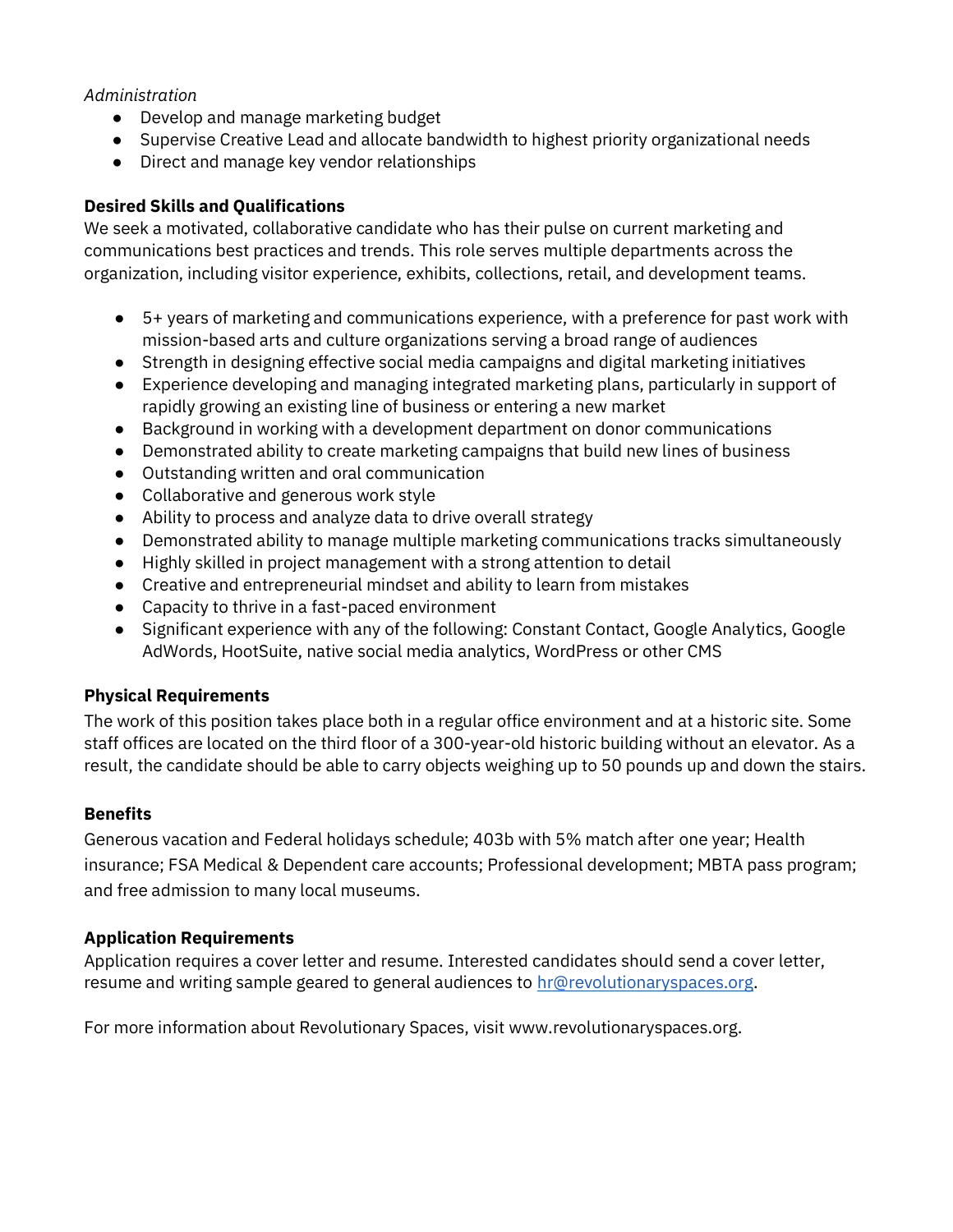*Administration*

- Develop and manage marketing budget
- Supervise Creative Lead and allocate bandwidth to highest priority organizational needs
- Direct and manage key vendor relationships

**Desired Skills and Qualifications**

We seek a motivated, collaborative candidate who has their pulse on current marketing and communications best practices and trends. This role serves multiple departments across the organization, including visitor experience, exhibits, collections, retail, and development teams.

- 5+ years of marketing and communications experience, with a preference for past work with mission-based arts and culture organizations serving a broad range of audiences
- Strength in designing effective social media campaigns and digital marketing initiatives
- Experience developing and managing integrated marketing plans, particularly in support of rapidly growing an existing line of business or entering a new market
- Background in working with a development department on donor communications
- Demonstrated ability to create marketing campaigns that build new lines of business
- Outstanding written and oral communication
- Collaborative and generous work style
- Ability to process and analyze data to drive overall strategy
- Demonstrated ability to manage multiple marketing communications tracks simultaneously
- Highly skilled in project management with a strong attention to detail
- Creative and entrepreneurial mindset and ability to learn from mistakes
- Capacity to thrive in a fast-paced environment
- Significant experience with any of the following: Constant Contact, Google Analytics, Google AdWords, HootSuite, native social media analytics, WordPress or other CMS

**Physical Requirements**

The work of this position takes place both in a regular office environment and at a historic site. Some staff offices are located on the third floor of a 300-year-old historic building without an elevator. As a result, the candidate should be able to carry objects weighing up to 50 pounds up and down the stairs.

**Benefits**

Generous vacation and Federal holidays schedule; 403b with 5% match after one year; Health insurance; FSA Medical & Dependent care accounts; Professional development; MBTA pass program; and free admission to many local museums.

**Application Requirements**

Application requires a cover letter and resume. Interested candidates should send a cover letter, resume and writing sample geared to general audiences to hr@revolutionaryspaces.org.

For more information about Revolutionary Spaces, visit www.revolutionaryspaces.org.